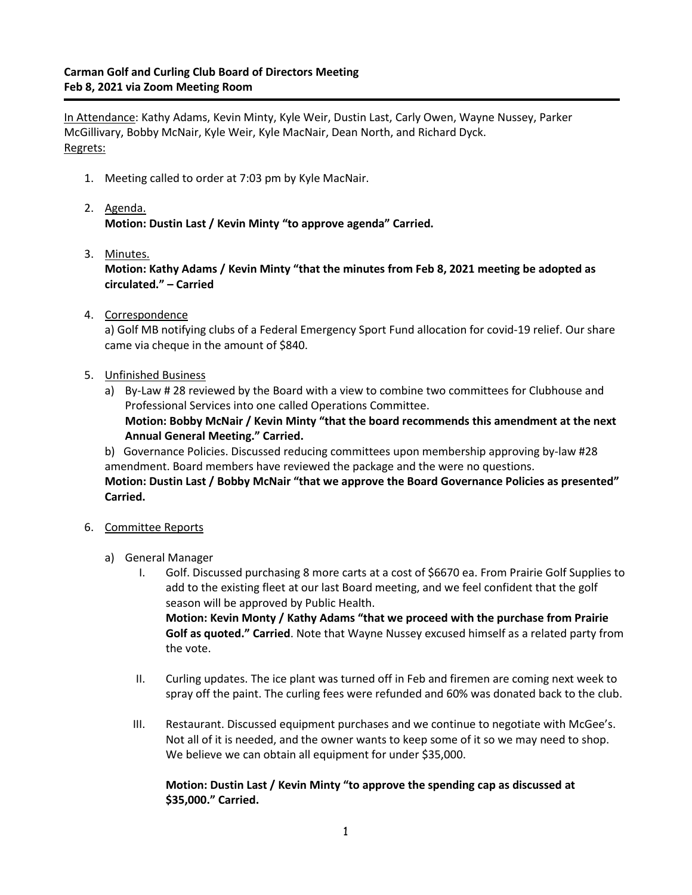**Carman Golf and Curling Club Board of Directors Meeting**
**Feb 8, 2021 via Zoom Meeting Room**

---

In Attendance: Kathy Adams, Kevin Minty, Kyle Weir, Dustin Last, Carly Owen, Wayne Nussey, Parker McGillivary, Bobby McNair, Kyle Weir, Kyle MacNair, Dean North, and Richard Dyck.
Regrets:

1. Meeting called to order at 7:03 pm by Kyle MacNair.

2. Agenda.
   **Motion: Dustin Last / Kevin Minty "to approve agenda" Carried.**

3. Minutes.
   **Motion: Kathy Adams / Kevin Minty "that the minutes from Feb 8, 2021 meeting be adopted as circulated." – Carried**

4. Correspondence
   a) Golf MB notifying clubs of a Federal Emergency Sport Fund allocation for covid-19 relief. Our share came via cheque in the amount of $840.

5. Unfinished Business
   a) By-Law # 28 reviewed by the Board with a view to combine two committees for Clubhouse and Professional Services into one called Operations Committee.
   **Motion: Bobby McNair / Kevin Minty "that the board recommends this amendment at the next Annual General Meeting." Carried.**

   b) Governance Policies. Discussed reducing committees upon membership approving by-law #28 amendment. Board members have reviewed the package and the were no questions.
   **Motion: Dustin Last / Bobby McNair "that we approve the Board Governance Policies as presented" Carried.**

6. Committee Reports

   a) General Manager

      I. Golf. Discussed purchasing 8 more carts at a cost of $6670 ea. From Prairie Golf Supplies to add to the existing fleet at our last Board meeting, and we feel confident that the golf season will be approved by Public Health.
      **Motion: Kevin Monty / Kathy Adams "that we proceed with the purchase from Prairie Golf as quoted." Carried**. Note that Wayne Nussey excused himself as a related party from the vote.

      II. Curling updates. The ice plant was turned off in Feb and firemen are coming next week to spray off the paint. The curling fees were refunded and 60% was donated back to the club.

      III. Restaurant. Discussed equipment purchases and we continue to negotiate with McGee's. Not all of it is needed, and the owner wants to keep some of it so we may need to shop. We believe we can obtain all equipment for under $35,000.

      **Motion: Dustin Last / Kevin Minty "to approve the spending cap as discussed at $35,000." Carried.**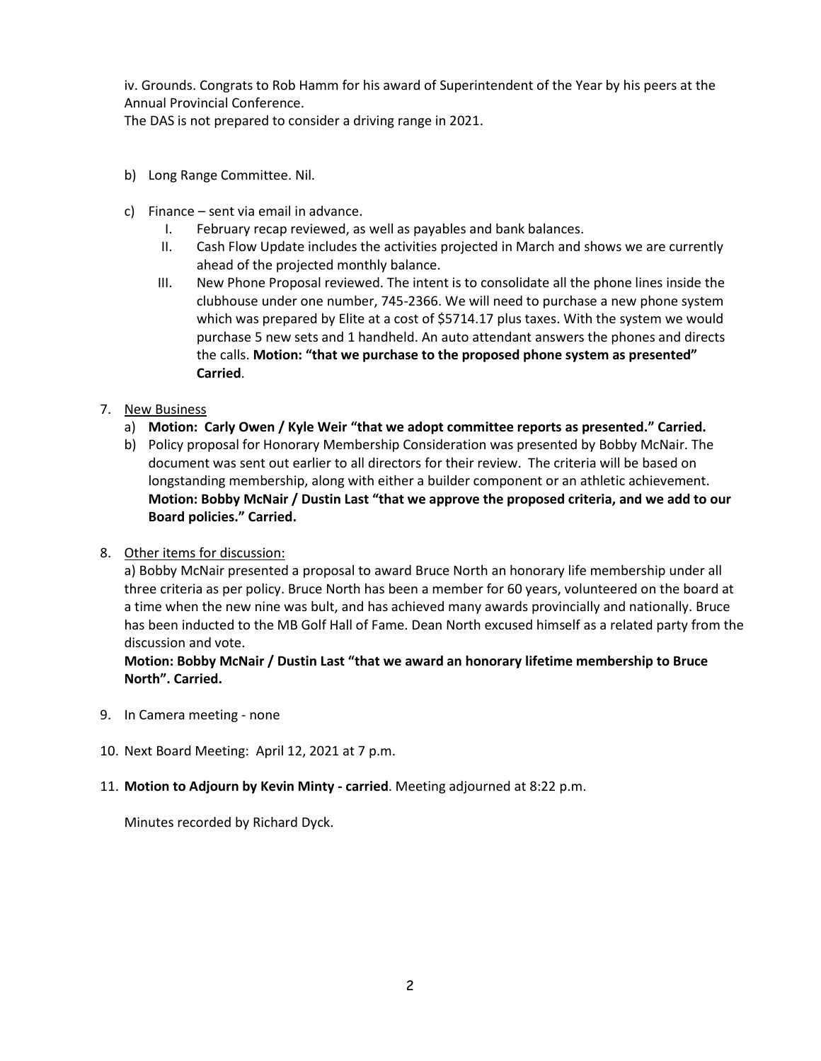iv. Grounds. Congrats to Rob Hamm for his award of Superintendent of the Year by his peers at the Annual Provincial Conference.
The DAS is not prepared to consider a driving range in 2021.

b) Long Range Committee. Nil.

c) Finance – sent via email in advance.

   I. February recap reviewed, as well as payables and bank balances.
   II. Cash Flow Update includes the activities projected in March and shows we are currently ahead of the projected monthly balance.
   III. New Phone Proposal reviewed. The intent is to consolidate all the phone lines inside the clubhouse under one number, 745-2366. We will need to purchase a new phone system which was prepared by Elite at a cost of $5714.17 plus taxes. With the system we would purchase 5 new sets and 1 handheld. An auto attendant answers the phones and directs the calls. **Motion: "that we purchase to the proposed phone system as presented" Carried**.

7. New Business

   a) **Motion: Carly Owen / Kyle Weir "that we adopt committee reports as presented." Carried.**
   b) Policy proposal for Honorary Membership Consideration was presented by Bobby McNair. The document was sent out earlier to all directors for their review. The criteria will be based on longstanding membership, along with either a builder component or an athletic achievement. **Motion: Bobby McNair / Dustin Last "that we approve the proposed criteria, and we add to our Board policies." Carried.**

8. Other items for discussion:

   a) Bobby McNair presented a proposal to award Bruce North an honorary life membership under all three criteria as per policy. Bruce North has been a member for 60 years, volunteered on the board at a time when the new nine was bult, and has achieved many awards provincially and nationally. Bruce has been inducted to the MB Golf Hall of Fame. Dean North excused himself as a related party from the discussion and vote.

   **Motion: Bobby McNair / Dustin Last "that we award an honorary lifetime membership to Bruce North". Carried.**

9. In Camera meeting - none

10. Next Board Meeting: April 12, 2021 at 7 p.m.

11. **Motion to Adjourn by Kevin Minty - carried**. Meeting adjourned at 8:22 p.m.

    Minutes recorded by Richard Dyck.